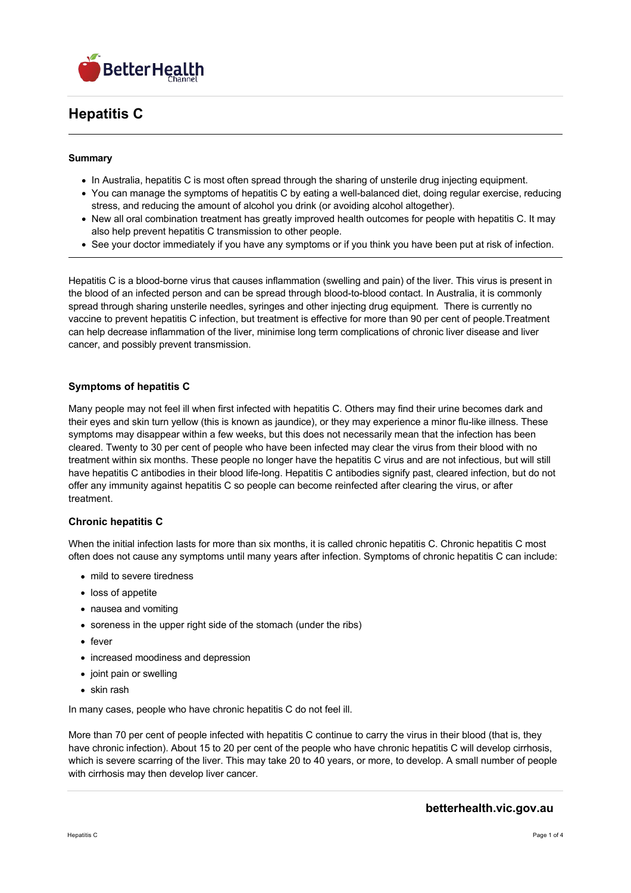# Hepatitis C

**Summary**

- In Australia, hepatitis C is most often spread through the sharing of unsterile drug injecting equipment.
- You can manage the symptoms of hepatitis C by eating a well-balanced diet, doing regular exercise, reducing stress, and reducing the amount of alcohol you drink (or avoiding alcohol altogether).
- New all oral combination treatment has greatly improved health outcomes for people with hepatitis C. It may also help prevent hepatitis C transmission to other people.
- See your doctor immediately if you have any symptoms or if you think you have been put at risk of infection.

---

Hepatitis C is a blood-borne virus that causes inflammation (swelling and pain) of the liver. This virus is present in the blood of an infected person and can be spread through blood-to-blood contact. In Australia, it is commonly spread through sharing unsterile needles, syringes and other injecting drug equipment. There is currently no vaccine to prevent hepatitis C infection, but treatment is effective for more than 90 per cent of people.Treatment can help decrease inflammation of the liver, minimise long term complications of chronic liver disease and liver cancer, and possibly prevent transmission.

## Symptoms of hepatitis C

Many people may not feel ill when first infected with hepatitis C. Others may find their urine becomes dark and their eyes and skin turn yellow (this is known as jaundice), or they may experience a minor flu-like illness. These symptoms may disappear within a few weeks, but this does not necessarily mean that the infection has been cleared. Twenty to 30 per cent of people who have been infected may clear the virus from their blood with no treatment within six months. These people no longer have the hepatitis C virus and are not infectious, but will still have hepatitis C antibodies in their blood life-long. Hepatitis C antibodies signify past, cleared infection, but do not offer any immunity against hepatitis C so people can become reinfected after clearing the virus, or after treatment.

## Chronic hepatitis C

When the initial infection lasts for more than six months, it is called chronic hepatitis C. Chronic hepatitis C most often does not cause any symptoms until many years after infection. Symptoms of chronic hepatitis C can include:

- mild to severe tiredness
- loss of appetite
- nausea and vomiting
- soreness in the upper right side of the stomach (under the ribs)
- fever
- increased moodiness and depression
- joint pain or swelling
- skin rash

In many cases, people who have chronic hepatitis C do not feel ill.

More than 70 per cent of people infected with hepatitis C continue to carry the virus in their blood (that is, they have chronic infection). About 15 to 20 per cent of the people who have chronic hepatitis C will develop cirrhosis, which is severe scarring of the liver. This may take 20 to 40 years, or more, to develop. A small number of people with cirrhosis may then develop liver cancer.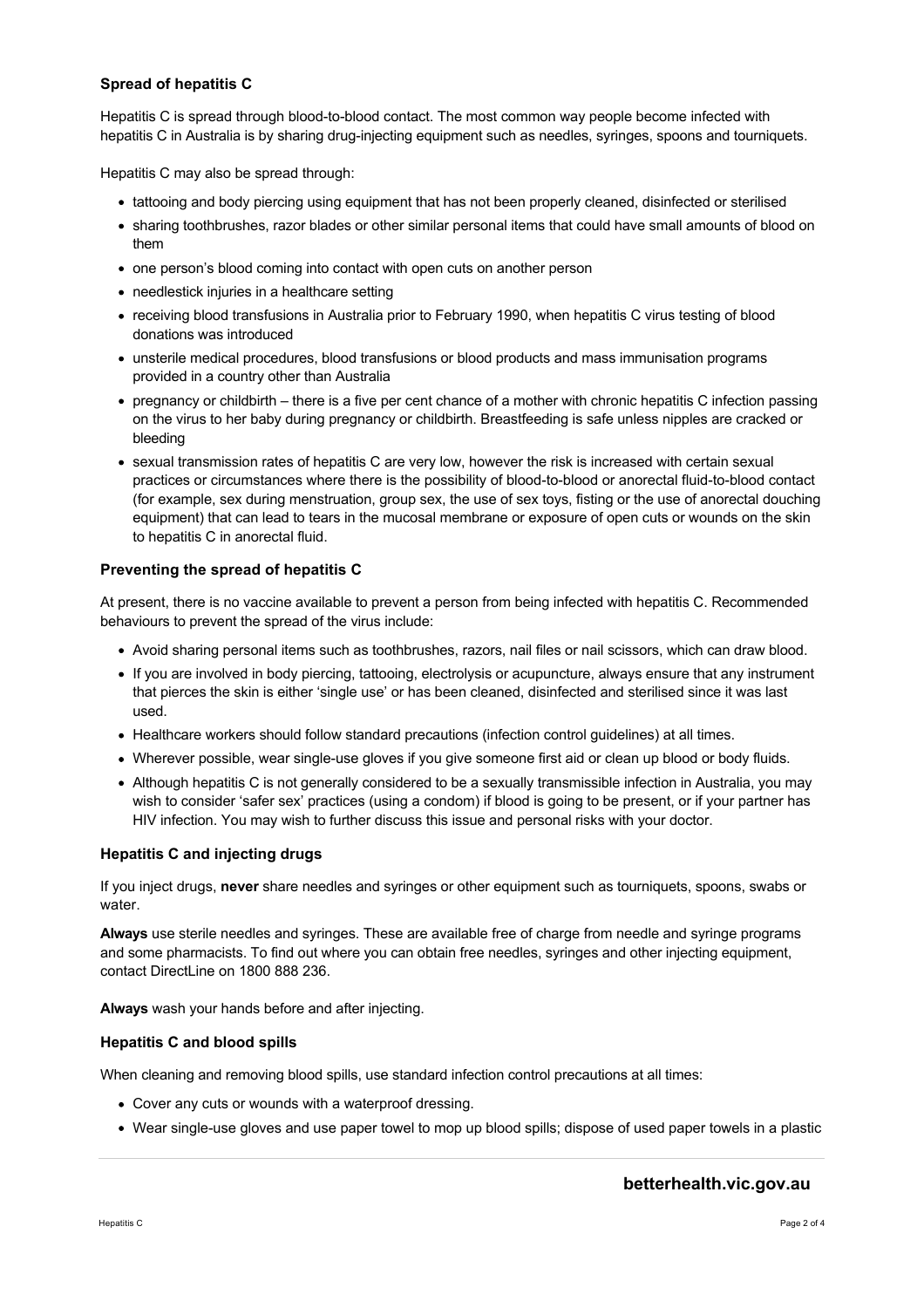### Spread of hepatitis C

Hepatitis C is spread through blood-to-blood contact. The most common way people become infected with hepatitis C in Australia is by sharing drug-injecting equipment such as needles, syringes, spoons and tourniquets.

Hepatitis C may also be spread through:

- tattooing and body piercing using equipment that has not been properly cleaned, disinfected or sterilised
- sharing toothbrushes, razor blades or other similar personal items that could have small amounts of blood on them
- one person's blood coming into contact with open cuts on another person
- needlestick injuries in a healthcare setting
- receiving blood transfusions in Australia prior to February 1990, when hepatitis C virus testing of blood donations was introduced
- unsterile medical procedures, blood transfusions or blood products and mass immunisation programs provided in a country other than Australia
- pregnancy or childbirth – there is a five per cent chance of a mother with chronic hepatitis C infection passing on the virus to her baby during pregnancy or childbirth. Breastfeeding is safe unless nipples are cracked or bleeding
- sexual transmission rates of hepatitis C are very low, however the risk is increased with certain sexual practices or circumstances where there is the possibility of blood-to-blood or anorectal fluid-to-blood contact (for example, sex during menstruation, group sex, the use of sex toys, fisting or the use of anorectal douching equipment) that can lead to tears in the mucosal membrane or exposure of open cuts or wounds on the skin to hepatitis C in anorectal fluid.

### Preventing the spread of hepatitis C

At present, there is no vaccine available to prevent a person from being infected with hepatitis C. Recommended behaviours to prevent the spread of the virus include:

- Avoid sharing personal items such as toothbrushes, razors, nail files or nail scissors, which can draw blood.
- If you are involved in body piercing, tattooing, electrolysis or acupuncture, always ensure that any instrument that pierces the skin is either 'single use' or has been cleaned, disinfected and sterilised since it was last used.
- Healthcare workers should follow standard precautions (infection control guidelines) at all times.
- Wherever possible, wear single-use gloves if you give someone first aid or clean up blood or body fluids.
- Although hepatitis C is not generally considered to be a sexually transmissible infection in Australia, you may wish to consider 'safer sex' practices (using a condom) if blood is going to be present, or if your partner has HIV infection. You may wish to further discuss this issue and personal risks with your doctor.

### Hepatitis C and injecting drugs

If you inject drugs, **never** share needles and syringes or other equipment such as tourniquets, spoons, swabs or water.

**Always** use sterile needles and syringes. These are available free of charge from needle and syringe programs and some pharmacists. To find out where you can obtain free needles, syringes and other injecting equipment, contact DirectLine on 1800 888 236.

**Always** wash your hands before and after injecting.

### Hepatitis C and blood spills

When cleaning and removing blood spills, use standard infection control precautions at all times:

- Cover any cuts or wounds with a waterproof dressing.
- Wear single-use gloves and use paper towel to mop up blood spills; dispose of used paper towels in a plastic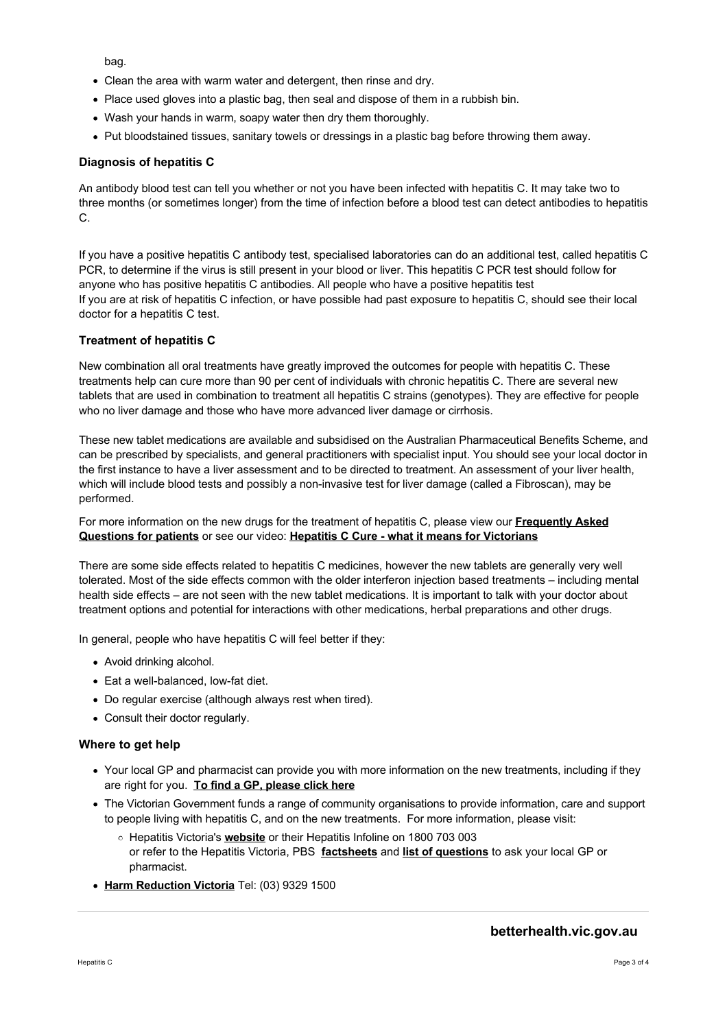bag.

- Clean the area with warm water and detergent, then rinse and dry.
- Place used gloves into a plastic bag, then seal and dispose of them in a rubbish bin.
- Wash your hands in warm, soapy water then dry them thoroughly.
- Put bloodstained tissues, sanitary towels or dressings in a plastic bag before throwing them away.

### Diagnosis of hepatitis C

An antibody blood test can tell you whether or not you have been infected with hepatitis C. It may take two to three months (or sometimes longer) from the time of infection before a blood test can detect antibodies to hepatitis C.

If you have a positive hepatitis C antibody test, specialised laboratories can do an additional test, called hepatitis C PCR, to determine if the virus is still present in your blood or liver. This hepatitis C PCR test should follow for anyone who has positive hepatitis C antibodies. All people who have a positive hepatitis test
If you are at risk of hepatitis C infection, or have possible had past exposure to hepatitis C, should see their local doctor for a hepatitis C test.

### Treatment of hepatitis C

New combination all oral treatments have greatly improved the outcomes for people with hepatitis C. These treatments help can cure more than 90 per cent of individuals with chronic hepatitis C. There are several new tablets that are used in combination to treatment all hepatitis C strains (genotypes). They are effective for people who no liver damage and those who have more advanced liver damage or cirrhosis.

These new tablet medications are available and subsidised on the Australian Pharmaceutical Benefits Scheme, and can be prescribed by specialists, and general practitioners with specialist input. You should see your local doctor in the first instance to have a liver assessment and to be directed to treatment. An assessment of your liver health, which will include blood tests and possibly a non-invasive test for liver damage (called a Fibroscan), may be performed.

For more information on the new drugs for the treatment of hepatitis C, please view our **Frequently Asked Questions for patients** or see our video: **Hepatitis C Cure - what it means for Victorians**

There are some side effects related to hepatitis C medicines, however the new tablets are generally very well tolerated. Most of the side effects common with the older interferon injection based treatments – including mental health side effects – are not seen with the new tablet medications. It is important to talk with your doctor about treatment options and potential for interactions with other medications, herbal preparations and other drugs.

In general, people who have hepatitis C will feel better if they:

- Avoid drinking alcohol.
- Eat a well-balanced, low-fat diet.
- Do regular exercise (although always rest when tired).
- Consult their doctor regularly.

### Where to get help

- Your local GP and pharmacist can provide you with more information on the new treatments, including if they are right for you. **To find a GP, please click here**
- The Victorian Government funds a range of community organisations to provide information, care and support to people living with hepatitis C, and on the new treatments. For more information, please visit:
  - Hepatitis Victoria's **website** or their Hepatitis Infoline on 1800 703 003 or refer to the Hepatitis Victoria, PBS **factsheets** and **list of questions** to ask your local GP or pharmacist.
- **Harm Reduction Victoria** Tel: (03) 9329 1500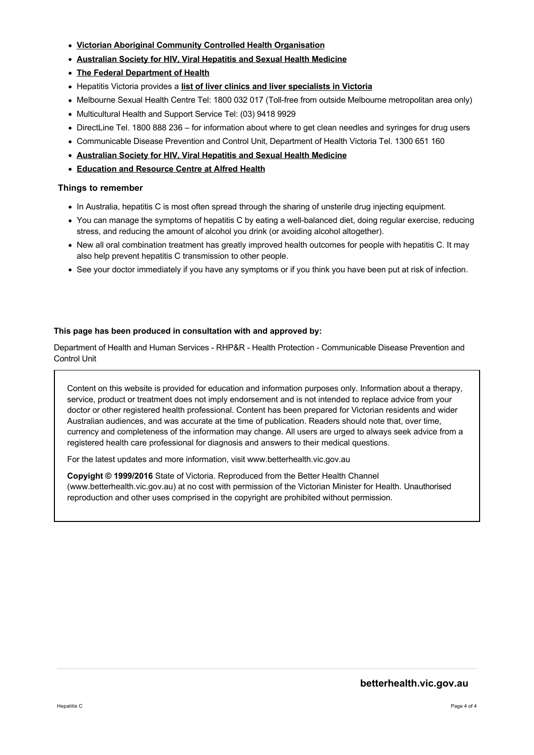- **Victorian Aboriginal Community Controlled Health Organisation**
- **Australian Society for HIV, Viral Hepatitis and Sexual Health Medicine**
- **The Federal Department of Health**
- Hepatitis Victoria provides a **list of liver clinics and liver specialists in Victoria**
- Melbourne Sexual Health Centre Tel: 1800 032 017 (Toll-free from outside Melbourne metropolitan area only)
- Multicultural Health and Support Service Tel: (03) 9418 9929
- DirectLine Tel. 1800 888 236 – for information about where to get clean needles and syringes for drug users
- Communicable Disease Prevention and Control Unit, Department of Health Victoria Tel. 1300 651 160
- **Australian Society for HIV, Viral Hepatitis and Sexual Health Medicine**
- **Education and Resource Centre at Alfred Health**

### Things to remember

- In Australia, hepatitis C is most often spread through the sharing of unsterile drug injecting equipment.
- You can manage the symptoms of hepatitis C by eating a well-balanced diet, doing regular exercise, reducing stress, and reducing the amount of alcohol you drink (or avoiding alcohol altogether).
- New all oral combination treatment has greatly improved health outcomes for people with hepatitis C. It may also help prevent hepatitis C transmission to other people.
- See your doctor immediately if you have any symptoms or if you think you have been put at risk of infection.

**This page has been produced in consultation with and approved by:**

Department of Health and Human Services - RHP&R - Health Protection - Communicable Disease Prevention and Control Unit

Content on this website is provided for education and information purposes only. Information about a therapy, service, product or treatment does not imply endorsement and is not intended to replace advice from your doctor or other registered health professional. Content has been prepared for Victorian residents and wider Australian audiences, and was accurate at the time of publication. Readers should note that, over time, currency and completeness of the information may change. All users are urged to always seek advice from a registered health care professional for diagnosis and answers to their medical questions.

For the latest updates and more information, visit www.betterhealth.vic.gov.au

**Copyright © 1999/2016** State of Victoria. Reproduced from the Better Health Channel (www.betterhealth.vic.gov.au) at no cost with permission of the Victorian Minister for Health. Unauthorised reproduction and other uses comprised in the copyright are prohibited without permission.

**betterhealth.vic.gov.au**